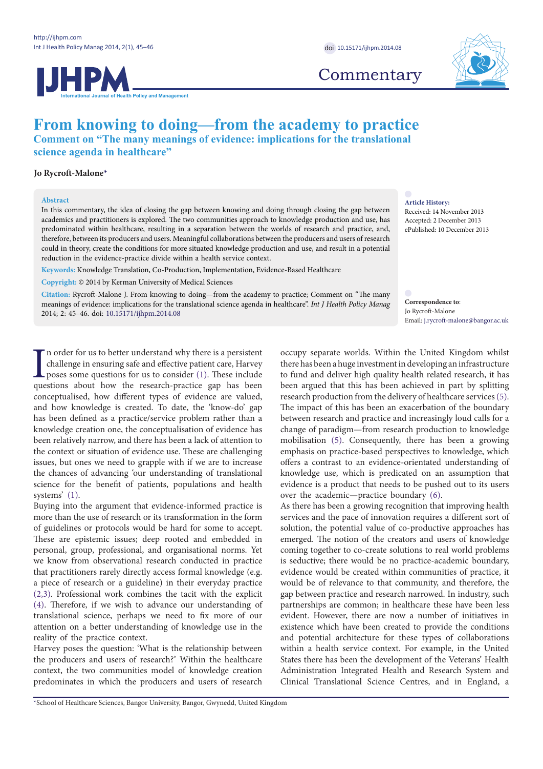Commentary

# From knowing to doing—from the academy to practice

## Comment on "The many meanings of evidence: implications for the translational science agenda in healthcare"

**Jo Rycroft-Malone***

**Abstract**

In this commentary, the idea of closing the gap between knowing and doing through closing the gap between academics and practitioners is explored. The two communities approach to knowledge production and use, has predominated within healthcare, resulting in a separation between the worlds of research and practice, and, therefore, between its producers and users. Meaningful collaborations between the producers and users of research could in theory, create the conditions for more situated knowledge production and use, and result in a potential reduction in the evidence-practice divide within a health service context.

**Keywords:** Knowledge Translation, Co-Production, Implementation, Evidence-Based Healthcare

**Copyright:** © 2014 by Kerman University of Medical Sciences

**Citation:** Rycroft-Malone J. From knowing to doing—from the academy to practice; Comment on "The many meanings of evidence: implications for the translational science agenda in healthcare". *Int J Health Policy Manag* 2014; 2: 45–46. doi: 10.15171/ijhpm.2014.08

**Article History:**
Received: 14 November 2013
Accepted: 2 December 2013
ePublished: 10 December 2013

**Correspondence to:**
Jo Rycroft-Malone
Email: j.rycroft-malone@bangor.ac.uk

In order for us to better understand why there is a persistent challenge in ensuring safe and effective patient care, Harvey poses some questions for us to consider (1). These include questions about how the research-practice gap has been conceptualised, how different types of evidence are valued, and how knowledge is created. To date, the 'know-do' gap has been defined as a practice/service problem rather than a knowledge creation one, the conceptualisation of evidence has been relatively narrow, and there has been a lack of attention to the context or situation of evidence use. These are challenging issues, but ones we need to grapple with if we are to increase the chances of advancing 'our understanding of translational science for the benefit of patients, populations and health systems' (1).

Buying into the argument that evidence-informed practice is more than the use of research or its transformation in the form of guidelines or protocols would be hard for some to accept. These are epistemic issues; deep rooted and embedded in personal, group, professional, and organisational norms. Yet we know from observational research conducted in practice that practitioners rarely directly access formal knowledge (e.g. a piece of research or a guideline) in their everyday practice (2,3). Professional work combines the tacit with the explicit (4). Therefore, if we wish to advance our understanding of translational science, perhaps we need to fix more of our attention on a better understanding of knowledge use in the reality of the practice context.

Harvey poses the question: 'What is the relationship between the producers and users of research?' Within the healthcare context, the two communities model of knowledge creation predominates in which the producers and users of research occupy separate worlds. Within the United Kingdom whilst there has been a huge investment in developing an infrastructure to fund and deliver high quality health related research, it has been argued that this has been achieved in part by splitting research production from the delivery of healthcare services (5). The impact of this has been an exacerbation of the boundary between research and practice and increasingly loud calls for a change of paradigm—from research production to knowledge mobilisation (5). Consequently, there has been a growing emphasis on practice-based perspectives to knowledge, which offers a contrast to an evidence-orientated understanding of knowledge use, which is predicated on an assumption that evidence is a product that needs to be pushed out to its users over the academic—practice boundary (6).

As there has been a growing recognition that improving health services and the pace of innovation requires a different sort of solution, the potential value of co-productive approaches has emerged. The notion of the creators and users of knowledge coming together to co-create solutions to real world problems is seductive; there would be no practice-academic boundary, evidence would be created within communities of practice, it would be of relevance to that community, and therefore, the gap between practice and research narrowed. In industry, such partnerships are common; in healthcare these have been less evident. However, there are now a number of initiatives in existence which have been created to provide the conditions and potential architecture for these types of collaborations within a health service context. For example, in the United States there has been the development of the Veterans' Health Administration Integrated Health and Research System and Clinical Translational Science Centres, and in England, a

*School of Healthcare Sciences, Bangor University, Bangor, Gwynedd, United Kingdom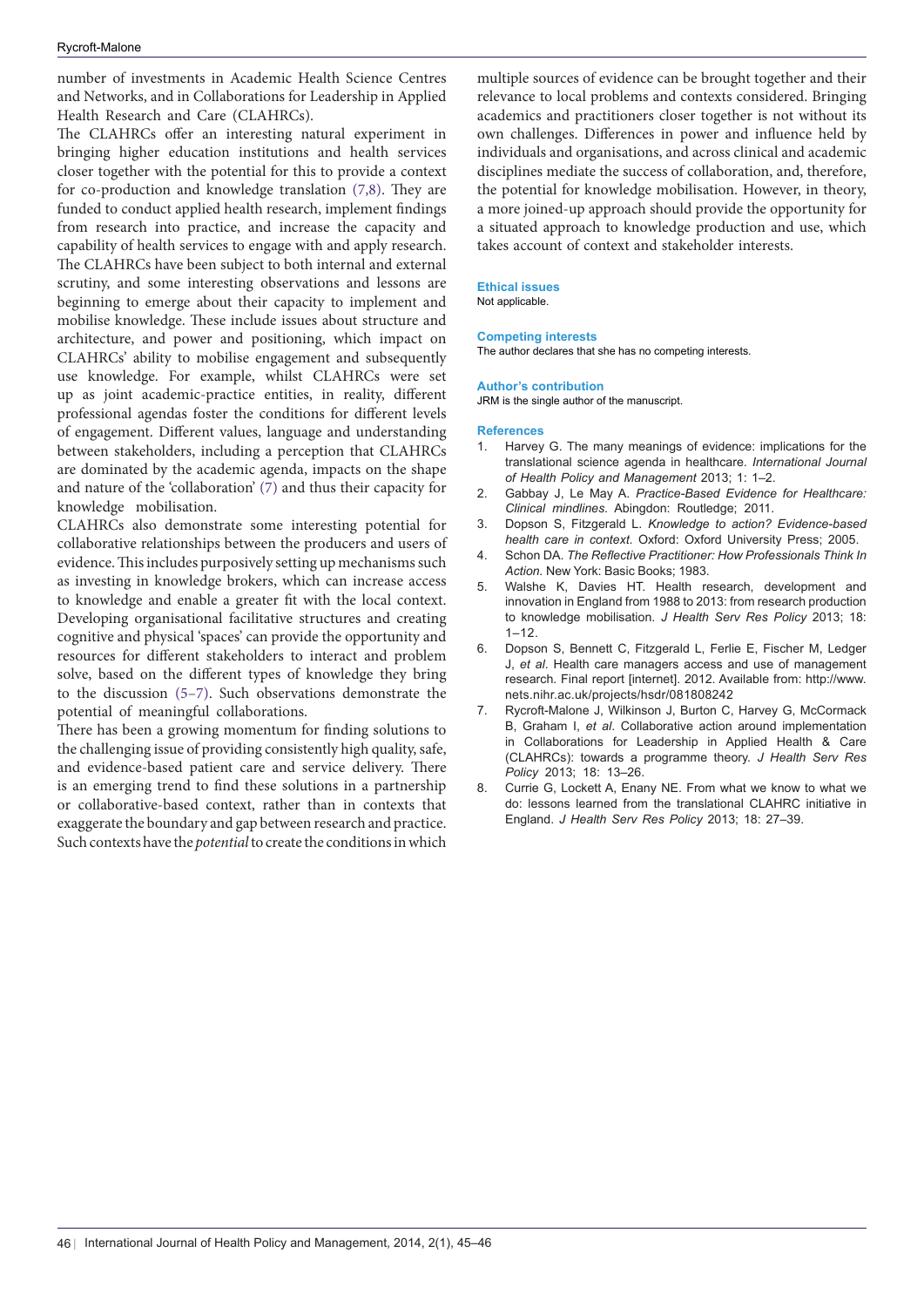number of investments in Academic Health Science Centres and Networks, and in Collaborations for Leadership in Applied Health Research and Care (CLAHRCs).

The CLAHRCs offer an interesting natural experiment in bringing higher education institutions and health services closer together with the potential for this to provide a context for co-production and knowledge translation (7,8). They are funded to conduct applied health research, implement findings from research into practice, and increase the capacity and capability of health services to engage with and apply research. The CLAHRCs have been subject to both internal and external scrutiny, and some interesting observations and lessons are beginning to emerge about their capacity to implement and mobilise knowledge. These include issues about structure and architecture, and power and positioning, which impact on CLAHRCs' ability to mobilise engagement and subsequently use knowledge. For example, whilst CLAHRCs were set up as joint academic-practice entities, in reality, different professional agendas foster the conditions for different levels of engagement. Different values, language and understanding between stakeholders, including a perception that CLAHRCs are dominated by the academic agenda, impacts on the shape and nature of the 'collaboration' (7) and thus their capacity for knowledge mobilisation.

CLAHRCs also demonstrate some interesting potential for collaborative relationships between the producers and users of evidence. This includes purposively setting up mechanisms such as investing in knowledge brokers, which can increase access to knowledge and enable a greater fit with the local context. Developing organisational facilitative structures and creating cognitive and physical 'spaces' can provide the opportunity and resources for different stakeholders to interact and problem solve, based on the different types of knowledge they bring to the discussion (5–7). Such observations demonstrate the potential of meaningful collaborations.

There has been a growing momentum for finding solutions to the challenging issue of providing consistently high quality, safe, and evidence-based patient care and service delivery. There is an emerging trend to find these solutions in a partnership or collaborative-based context, rather than in contexts that exaggerate the boundary and gap between research and practice. Such contexts have the *potential* to create the conditions in which multiple sources of evidence can be brought together and their relevance to local problems and contexts considered. Bringing academics and practitioners closer together is not without its own challenges. Differences in power and influence held by individuals and organisations, and across clinical and academic disciplines mediate the success of collaboration, and, therefore, the potential for knowledge mobilisation. However, in theory, a more joined-up approach should provide the opportunity for a situated approach to knowledge production and use, which takes account of context and stakeholder interests.

### Ethical issues

Not applicable.

### Competing interests

The author declares that she has no competing interests.

### Author's contribution

JRM is the single author of the manuscript.

### References

1. Harvey G. The many meanings of evidence: implications for the translational science agenda in healthcare. *International Journal of Health Policy and Management* 2013; 1: 1–2.
2. Gabbay J, Le May A. *Practice-Based Evidence for Healthcare: Clinical mindlines*. Abingdon: Routledge; 2011.
3. Dopson S, Fitzgerald L. *Knowledge to action? Evidence-based health care in context*. Oxford: Oxford University Press; 2005.
4. Schon DA. *The Reflective Practitioner: How Professionals Think In Action*. New York: Basic Books; 1983.
5. Walshe K, Davies HT. Health research, development and innovation in England from 1988 to 2013: from research production to knowledge mobilisation. *J Health Serv Res Policy* 2013; 18: 1–12.
6. Dopson S, Bennett C, Fitzgerald L, Ferlie E, Fischer M, Ledger J, *et al*. Health care managers access and use of management research. Final report [internet]. 2012. Available from: http://www.nets.nihr.ac.uk/projects/hsdr/081808242
7. Rycroft-Malone J, Wilkinson J, Burton C, Harvey G, McCormack B, Graham I, *et al*. Collaborative action around implementation in Collaborations for Leadership in Applied Health & Care (CLAHRCs): towards a programme theory. *J Health Serv Res Policy* 2013; 18: 13–26.
8. Currie G, Lockett A, Enany NE. From what we know to what we do: lessons learned from the translational CLAHRC initiative in England. *J Health Serv Res Policy* 2013; 18: 27–39.